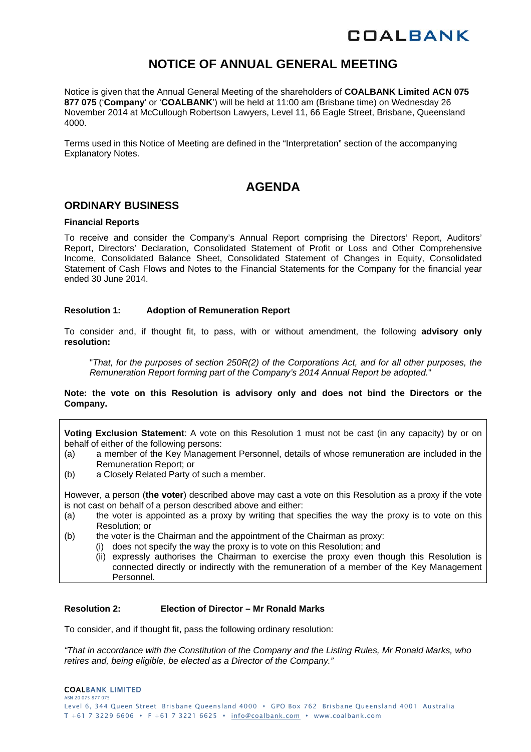# NOTICE OF ANNUAL GENERAL MEETING

Notice is given that the Annual General Meeting of the shareholders of **COALBANK Limited ACN 075 877 075** ('**Company**' or '**COALBANK**') will be held at 11:00 am (Brisbane time) on Wednesday 26 November 2014 at McCullough Robertson Lawyers, Level 11, 66 Eagle Street, Brisbane, Queensland 4000.

Terms used in this Notice of Meeting are defined in the "Interpretation" section of the accompanying Explanatory Notes.

# AGENDA

## ORDINARY BUSINESS

### Financial Reports

To receive and consider the Company's Annual Report comprising the Directors' Report, Auditors' Report, Directors' Declaration, Consolidated Statement of Profit or Loss and Other Comprehensive Income, Consolidated Balance Sheet, Consolidated Statement of Changes in Equity, Consolidated Statement of Cash Flows and Notes to the Financial Statements for the Company for the financial year ended 30 June 2014.

### Resolution 1: Adoption of Remuneration Report

To consider and, if thought fit, to pass, with or without amendment, the following **advisory only resolution:**

> "*That, for the purposes of section 250R(2) of the Corporations Act, and for all other purposes, the Remuneration Report forming part of the Company's 2014 Annual Report be adopted.*"

**Note: the vote on this Resolution is advisory only and does not bind the Directors or the Company.**

**Voting Exclusion Statement**: A vote on this Resolution 1 must not be cast (in any capacity) by or on behalf of either of the following persons:

(a) a member of the Key Management Personnel, details of whose remuneration are included in the Remuneration Report; or

(b) a Closely Related Party of such a member.

However, a person (**the voter**) described above may cast a vote on this Resolution as a proxy if the vote is not cast on behalf of a person described above and either:

(a) the voter is appointed as a proxy by writing that specifies the way the proxy is to vote on this Resolution; or

(b) the voter is the Chairman and the appointment of the Chairman as proxy:
   (i) does not specify the way the proxy is to vote on this Resolution; and
   (ii) expressly authorises the Chairman to exercise the proxy even though this Resolution is connected directly or indirectly with the remuneration of a member of the Key Management Personnel.

### Resolution 2: Election of Director – Mr Ronald Marks

To consider, and if thought fit, pass the following ordinary resolution:

*"That in accordance with the Constitution of the Company and the Listing Rules, Mr Ronald Marks, who retires and, being eligible, be elected as a Director of the Company."*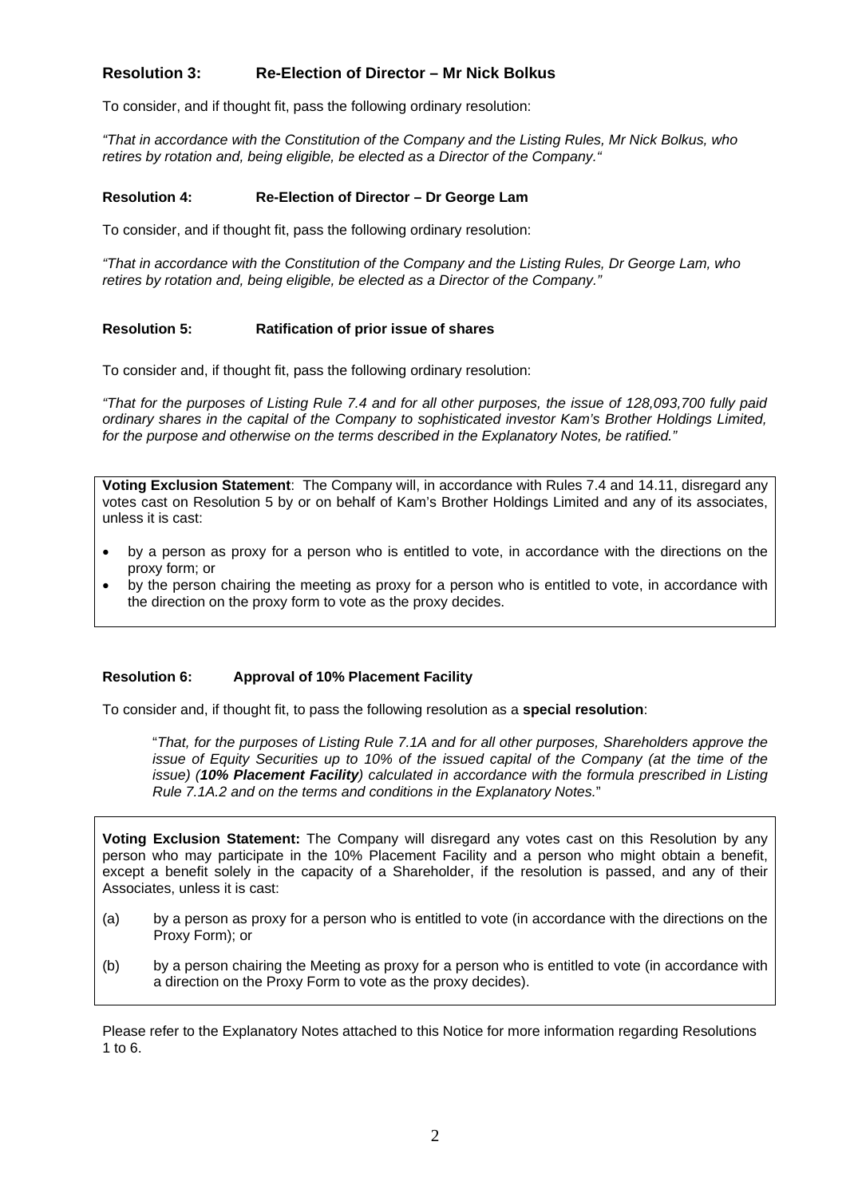### Resolution 3: Re-Election of Director – Mr Nick Bolkus

To consider, and if thought fit, pass the following ordinary resolution:

*"That in accordance with the Constitution of the Company and the Listing Rules, Mr Nick Bolkus, who retires by rotation and, being eligible, be elected as a Director of the Company."*

### Resolution 4: Re-Election of Director – Dr George Lam

To consider, and if thought fit, pass the following ordinary resolution:

*"That in accordance with the Constitution of the Company and the Listing Rules, Dr George Lam, who retires by rotation and, being eligible, be elected as a Director of the Company."*

### Resolution 5: Ratification of prior issue of shares

To consider and, if thought fit, pass the following ordinary resolution:

*"That for the purposes of Listing Rule 7.4 and for all other purposes, the issue of 128,093,700 fully paid ordinary shares in the capital of the Company to sophisticated investor Kam's Brother Holdings Limited, for the purpose and otherwise on the terms described in the Explanatory Notes, be ratified."*

**Voting Exclusion Statement**: The Company will, in accordance with Rules 7.4 and 14.11, disregard any votes cast on Resolution 5 by or on behalf of Kam's Brother Holdings Limited and any of its associates, unless it is cast:

- by a person as proxy for a person who is entitled to vote, in accordance with the directions on the proxy form; or
- by the person chairing the meeting as proxy for a person who is entitled to vote, in accordance with the direction on the proxy form to vote as the proxy decides.

### Resolution 6: Approval of 10% Placement Facility

To consider and, if thought fit, to pass the following resolution as a **special resolution**:

"*That, for the purposes of Listing Rule 7.1A and for all other purposes, Shareholders approve the issue of Equity Securities up to 10% of the issued capital of the Company (at the time of the issue) (**10% Placement Facility**) calculated in accordance with the formula prescribed in Listing Rule 7.1A.2 and on the terms and conditions in the Explanatory Notes.*"

**Voting Exclusion Statement:** The Company will disregard any votes cast on this Resolution by any person who may participate in the 10% Placement Facility and a person who might obtain a benefit, except a benefit solely in the capacity of a Shareholder, if the resolution is passed, and any of their Associates, unless it is cast:

(a) by a person as proxy for a person who is entitled to vote (in accordance with the directions on the Proxy Form); or

(b) by a person chairing the Meeting as proxy for a person who is entitled to vote (in accordance with a direction on the Proxy Form to vote as the proxy decides).

Please refer to the Explanatory Notes attached to this Notice for more information regarding Resolutions 1 to 6.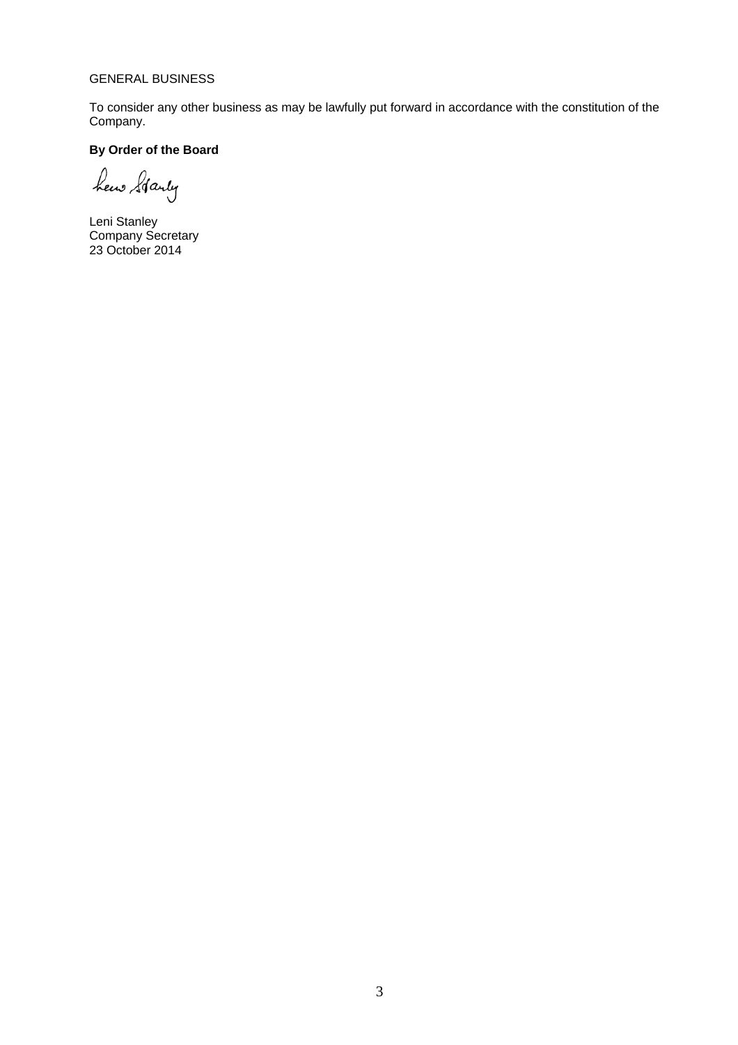GENERAL BUSINESS

To consider any other business as may be lawfully put forward in accordance with the constitution of the Company.

**By Order of the Board**

Leni Stanley
Company Secretary
23 October 2014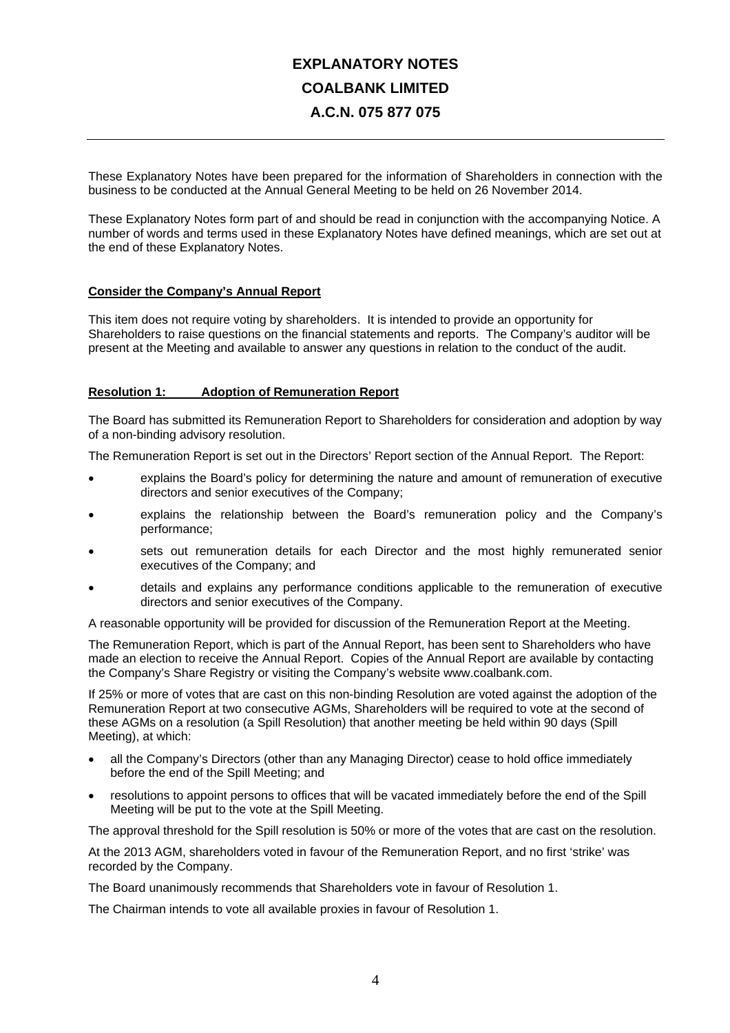# EXPLANATORY NOTES
# COALBANK LIMITED
# A.C.N. 075 877 075

---

These Explanatory Notes have been prepared for the information of Shareholders in connection with the business to be conducted at the Annual General Meeting to be held on 26 November 2014.

These Explanatory Notes form part of and should be read in conjunction with the accompanying Notice. A number of words and terms used in these Explanatory Notes have defined meanings, which are set out at the end of these Explanatory Notes.

## Consider the Company's Annual Report

This item does not require voting by shareholders. It is intended to provide an opportunity for Shareholders to raise questions on the financial statements and reports. The Company's auditor will be present at the Meeting and available to answer any questions in relation to the conduct of the audit.

## Resolution 1: Adoption of Remuneration Report

The Board has submitted its Remuneration Report to Shareholders for consideration and adoption by way of a non-binding advisory resolution.

The Remuneration Report is set out in the Directors' Report section of the Annual Report. The Report:

- explains the Board's policy for determining the nature and amount of remuneration of executive directors and senior executives of the Company;
- explains the relationship between the Board's remuneration policy and the Company's performance;
- sets out remuneration details for each Director and the most highly remunerated senior executives of the Company; and
- details and explains any performance conditions applicable to the remuneration of executive directors and senior executives of the Company.

A reasonable opportunity will be provided for discussion of the Remuneration Report at the Meeting.

The Remuneration Report, which is part of the Annual Report, has been sent to Shareholders who have made an election to receive the Annual Report. Copies of the Annual Report are available by contacting the Company's Share Registry or visiting the Company's website www.coalbank.com.

If 25% or more of votes that are cast on this non-binding Resolution are voted against the adoption of the Remuneration Report at two consecutive AGMs, Shareholders will be required to vote at the second of these AGMs on a resolution (a Spill Resolution) that another meeting be held within 90 days (Spill Meeting), at which:

- all the Company's Directors (other than any Managing Director) cease to hold office immediately before the end of the Spill Meeting; and
- resolutions to appoint persons to offices that will be vacated immediately before the end of the Spill Meeting will be put to the vote at the Spill Meeting.

The approval threshold for the Spill resolution is 50% or more of the votes that are cast on the resolution.

At the 2013 AGM, shareholders voted in favour of the Remuneration Report, and no first 'strike' was recorded by the Company.

The Board unanimously recommends that Shareholders vote in favour of Resolution 1.

The Chairman intends to vote all available proxies in favour of Resolution 1.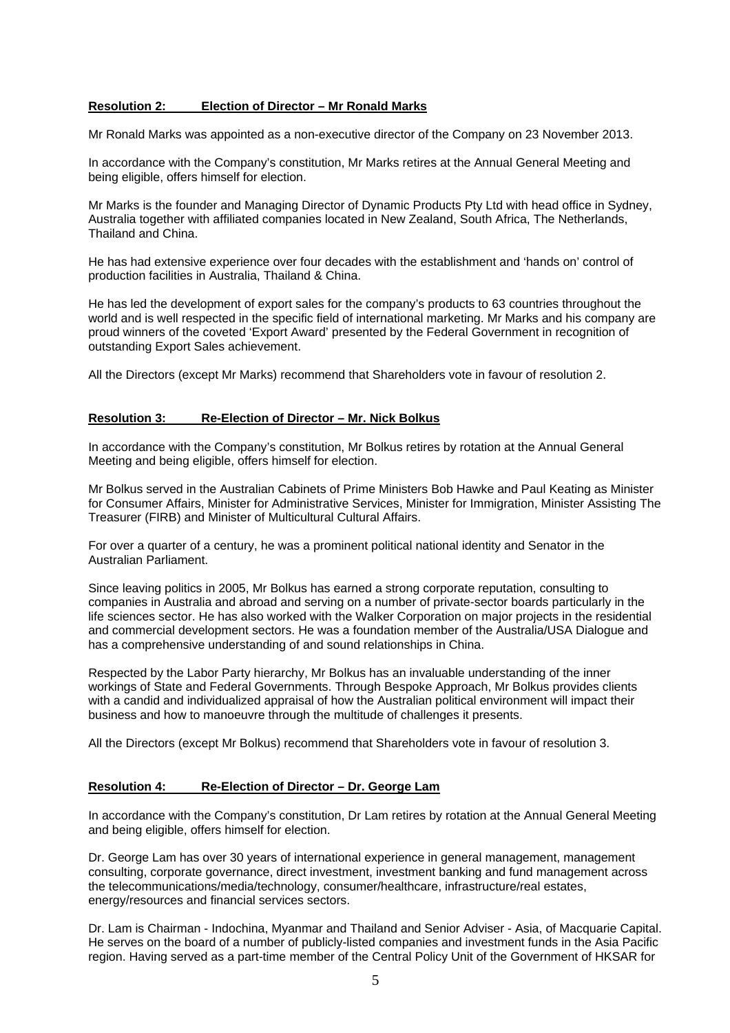**Resolution 2: Election of Director – Mr Ronald Marks**

Mr Ronald Marks was appointed as a non-executive director of the Company on 23 November 2013.

In accordance with the Company's constitution, Mr Marks retires at the Annual General Meeting and being eligible, offers himself for election.

Mr Marks is the founder and Managing Director of Dynamic Products Pty Ltd with head office in Sydney, Australia together with affiliated companies located in New Zealand, South Africa, The Netherlands, Thailand and China.

He has had extensive experience over four decades with the establishment and 'hands on' control of production facilities in Australia, Thailand & China.

He has led the development of export sales for the company's products to 63 countries throughout the world and is well respected in the specific field of international marketing. Mr Marks and his company are proud winners of the coveted 'Export Award' presented by the Federal Government in recognition of outstanding Export Sales achievement.

All the Directors (except Mr Marks) recommend that Shareholders vote in favour of resolution 2.

**Resolution 3: Re-Election of Director – Mr. Nick Bolkus**

In accordance with the Company's constitution, Mr Bolkus retires by rotation at the Annual General Meeting and being eligible, offers himself for election.

Mr Bolkus served in the Australian Cabinets of Prime Ministers Bob Hawke and Paul Keating as Minister for Consumer Affairs, Minister for Administrative Services, Minister for Immigration, Minister Assisting The Treasurer (FIRB) and Minister of Multicultural Cultural Affairs.

For over a quarter of a century, he was a prominent political national identity and Senator in the Australian Parliament.

Since leaving politics in 2005, Mr Bolkus has earned a strong corporate reputation, consulting to companies in Australia and abroad and serving on a number of private-sector boards particularly in the life sciences sector. He has also worked with the Walker Corporation on major projects in the residential and commercial development sectors. He was a foundation member of the Australia/USA Dialogue and has a comprehensive understanding of and sound relationships in China.

Respected by the Labor Party hierarchy, Mr Bolkus has an invaluable understanding of the inner workings of State and Federal Governments. Through Bespoke Approach, Mr Bolkus provides clients with a candid and individualized appraisal of how the Australian political environment will impact their business and how to manoeuvre through the multitude of challenges it presents.

All the Directors (except Mr Bolkus) recommend that Shareholders vote in favour of resolution 3.

**Resolution 4: Re-Election of Director – Dr. George Lam**

In accordance with the Company's constitution, Dr Lam retires by rotation at the Annual General Meeting and being eligible, offers himself for election.

Dr. George Lam has over 30 years of international experience in general management, management consulting, corporate governance, direct investment, investment banking and fund management across the telecommunications/media/technology, consumer/healthcare, infrastructure/real estates, energy/resources and financial services sectors.

Dr. Lam is Chairman - Indochina, Myanmar and Thailand and Senior Adviser - Asia, of Macquarie Capital. He serves on the board of a number of publicly-listed companies and investment funds in the Asia Pacific region. Having served as a part-time member of the Central Policy Unit of the Government of HKSAR for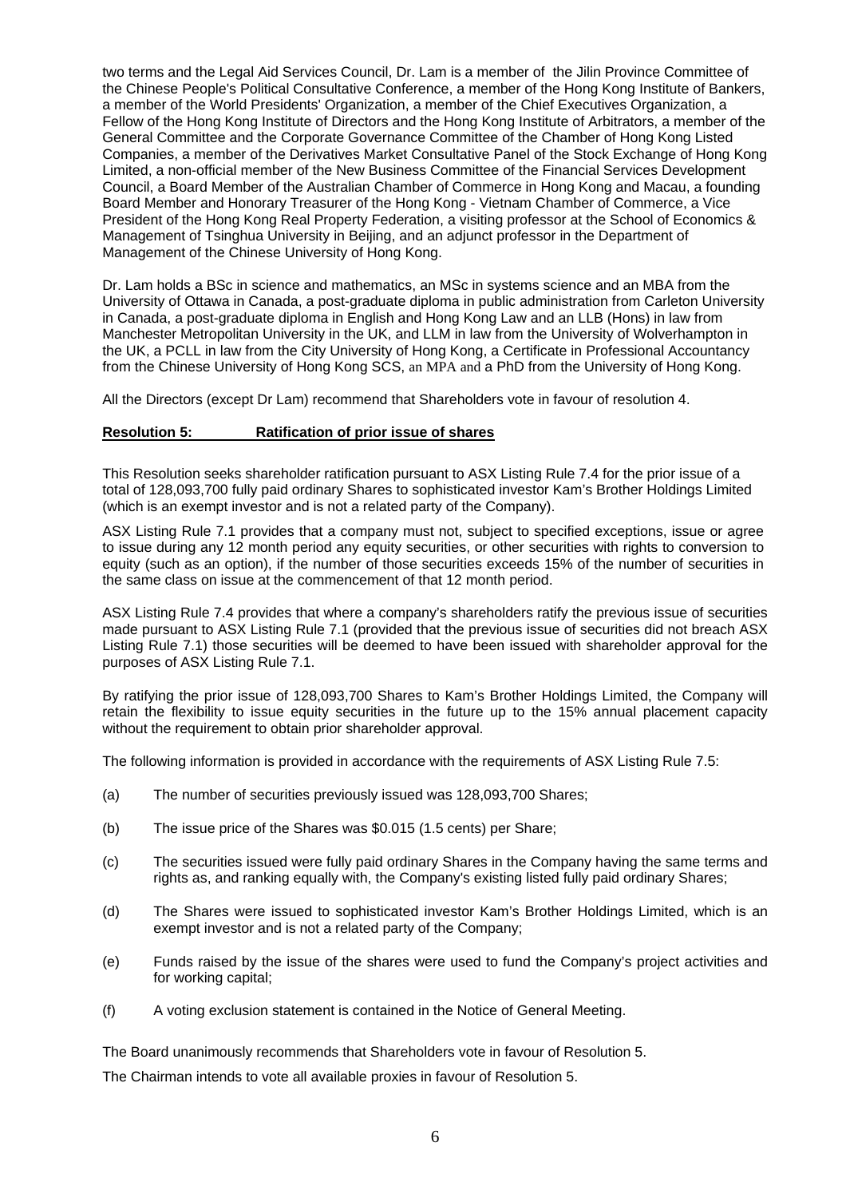two terms and the Legal Aid Services Council, Dr. Lam is a member of the Jilin Province Committee of the Chinese People's Political Consultative Conference, a member of the Hong Kong Institute of Bankers, a member of the World Presidents' Organization, a member of the Chief Executives Organization, a Fellow of the Hong Kong Institute of Directors and the Hong Kong Institute of Arbitrators, a member of the General Committee and the Corporate Governance Committee of the Chamber of Hong Kong Listed Companies, a member of the Derivatives Market Consultative Panel of the Stock Exchange of Hong Kong Limited, a non-official member of the New Business Committee of the Financial Services Development Council, a Board Member of the Australian Chamber of Commerce in Hong Kong and Macau, a founding Board Member and Honorary Treasurer of the Hong Kong - Vietnam Chamber of Commerce, a Vice President of the Hong Kong Real Property Federation, a visiting professor at the School of Economics & Management of Tsinghua University in Beijing, and an adjunct professor in the Department of Management of the Chinese University of Hong Kong.

Dr. Lam holds a BSc in science and mathematics, an MSc in systems science and an MBA from the University of Ottawa in Canada, a post-graduate diploma in public administration from Carleton University in Canada, a post-graduate diploma in English and Hong Kong Law and an LLB (Hons) in law from Manchester Metropolitan University in the UK, and LLM in law from the University of Wolverhampton in the UK, a PCLL in law from the City University of Hong Kong, a Certificate in Professional Accountancy from the Chinese University of Hong Kong SCS, an MPA and a PhD from the University of Hong Kong.

All the Directors (except Dr Lam) recommend that Shareholders vote in favour of resolution 4.

**Resolution 5: Ratification of prior issue of shares**

This Resolution seeks shareholder ratification pursuant to ASX Listing Rule 7.4 for the prior issue of a total of 128,093,700 fully paid ordinary Shares to sophisticated investor Kam's Brother Holdings Limited (which is an exempt investor and is not a related party of the Company).

ASX Listing Rule 7.1 provides that a company must not, subject to specified exceptions, issue or agree to issue during any 12 month period any equity securities, or other securities with rights to conversion to equity (such as an option), if the number of those securities exceeds 15% of the number of securities in the same class on issue at the commencement of that 12 month period.

ASX Listing Rule 7.4 provides that where a company's shareholders ratify the previous issue of securities made pursuant to ASX Listing Rule 7.1 (provided that the previous issue of securities did not breach ASX Listing Rule 7.1) those securities will be deemed to have been issued with shareholder approval for the purposes of ASX Listing Rule 7.1.

By ratifying the prior issue of 128,093,700 Shares to Kam's Brother Holdings Limited, the Company will retain the flexibility to issue equity securities in the future up to the 15% annual placement capacity without the requirement to obtain prior shareholder approval.

The following information is provided in accordance with the requirements of ASX Listing Rule 7.5:

(a) The number of securities previously issued was 128,093,700 Shares;

(b) The issue price of the Shares was $0.015 (1.5 cents) per Share;

(c) The securities issued were fully paid ordinary Shares in the Company having the same terms and rights as, and ranking equally with, the Company's existing listed fully paid ordinary Shares;

(d) The Shares were issued to sophisticated investor Kam's Brother Holdings Limited, which is an exempt investor and is not a related party of the Company;

(e) Funds raised by the issue of the shares were used to fund the Company's project activities and for working capital;

(f) A voting exclusion statement is contained in the Notice of General Meeting.

The Board unanimously recommends that Shareholders vote in favour of Resolution 5.

The Chairman intends to vote all available proxies in favour of Resolution 5.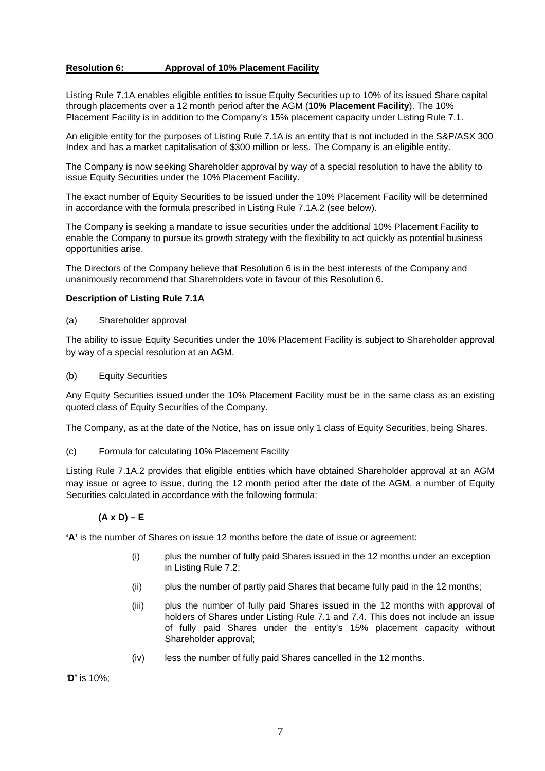**Resolution 6: Approval of 10% Placement Facility**

Listing Rule 7.1A enables eligible entities to issue Equity Securities up to 10% of its issued Share capital through placements over a 12 month period after the AGM (**10% Placement Facility**). The 10% Placement Facility is in addition to the Company's 15% placement capacity under Listing Rule 7.1.

An eligible entity for the purposes of Listing Rule 7.1A is an entity that is not included in the S&P/ASX 300 Index and has a market capitalisation of $300 million or less. The Company is an eligible entity.

The Company is now seeking Shareholder approval by way of a special resolution to have the ability to issue Equity Securities under the 10% Placement Facility.

The exact number of Equity Securities to be issued under the 10% Placement Facility will be determined in accordance with the formula prescribed in Listing Rule 7.1A.2 (see below).

The Company is seeking a mandate to issue securities under the additional 10% Placement Facility to enable the Company to pursue its growth strategy with the flexibility to act quickly as potential business opportunities arise.

The Directors of the Company believe that Resolution 6 is in the best interests of the Company and unanimously recommend that Shareholders vote in favour of this Resolution 6.

**Description of Listing Rule 7.1A**

(a) Shareholder approval

The ability to issue Equity Securities under the 10% Placement Facility is subject to Shareholder approval by way of a special resolution at an AGM.

(b) Equity Securities

Any Equity Securities issued under the 10% Placement Facility must be in the same class as an existing quoted class of Equity Securities of the Company.

The Company, as at the date of the Notice, has on issue only 1 class of Equity Securities, being Shares.

(c) Formula for calculating 10% Placement Facility

Listing Rule 7.1A.2 provides that eligible entities which have obtained Shareholder approval at an AGM may issue or agree to issue, during the 12 month period after the date of the AGM, a number of Equity Securities calculated in accordance with the following formula:

**(A x D) – E**

**'A'** is the number of Shares on issue 12 months before the date of issue or agreement:

(i) plus the number of fully paid Shares issued in the 12 months under an exception in Listing Rule 7.2;

(ii) plus the number of partly paid Shares that became fully paid in the 12 months;

(iii) plus the number of fully paid Shares issued in the 12 months with approval of holders of Shares under Listing Rule 7.1 and 7.4. This does not include an issue of fully paid Shares under the entity's 15% placement capacity without Shareholder approval;

(iv) less the number of fully paid Shares cancelled in the 12 months.

**'D'** is 10%;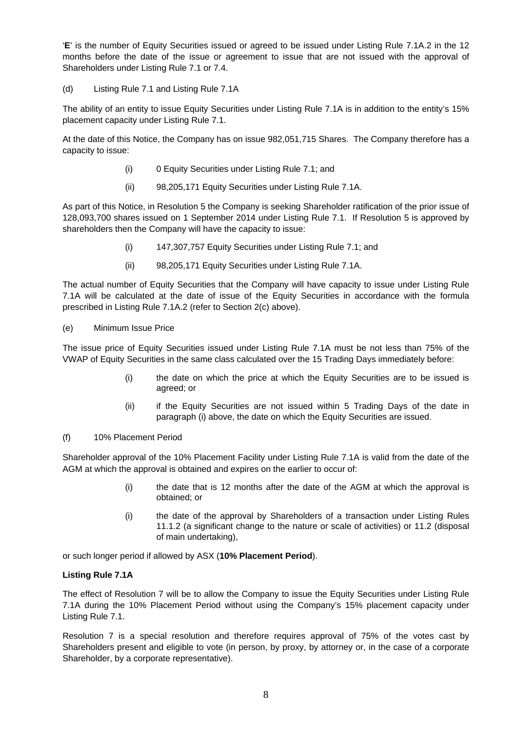'**E**' is the number of Equity Securities issued or agreed to be issued under Listing Rule 7.1A.2 in the 12 months before the date of the issue or agreement to issue that are not issued with the approval of Shareholders under Listing Rule 7.1 or 7.4.

(d) Listing Rule 7.1 and Listing Rule 7.1A

The ability of an entity to issue Equity Securities under Listing Rule 7.1A is in addition to the entity's 15% placement capacity under Listing Rule 7.1.

At the date of this Notice, the Company has on issue 982,051,715 Shares. The Company therefore has a capacity to issue:

(i) 0 Equity Securities under Listing Rule 7.1; and

(ii) 98,205,171 Equity Securities under Listing Rule 7.1A.

As part of this Notice, in Resolution 5 the Company is seeking Shareholder ratification of the prior issue of 128,093,700 shares issued on 1 September 2014 under Listing Rule 7.1. If Resolution 5 is approved by shareholders then the Company will have the capacity to issue:

(i) 147,307,757 Equity Securities under Listing Rule 7.1; and

(ii) 98,205,171 Equity Securities under Listing Rule 7.1A.

The actual number of Equity Securities that the Company will have capacity to issue under Listing Rule 7.1A will be calculated at the date of issue of the Equity Securities in accordance with the formula prescribed in Listing Rule 7.1A.2 (refer to Section 2(c) above).

(e) Minimum Issue Price

The issue price of Equity Securities issued under Listing Rule 7.1A must be not less than 75% of the VWAP of Equity Securities in the same class calculated over the 15 Trading Days immediately before:

(i) the date on which the price at which the Equity Securities are to be issued is agreed; or

(ii) if the Equity Securities are not issued within 5 Trading Days of the date in paragraph (i) above, the date on which the Equity Securities are issued.

(f) 10% Placement Period

Shareholder approval of the 10% Placement Facility under Listing Rule 7.1A is valid from the date of the AGM at which the approval is obtained and expires on the earlier to occur of:

(i) the date that is 12 months after the date of the AGM at which the approval is obtained; or

(i) the date of the approval by Shareholders of a transaction under Listing Rules 11.1.2 (a significant change to the nature or scale of activities) or 11.2 (disposal of main undertaking),

or such longer period if allowed by ASX (**10% Placement Period**).

**Listing Rule 7.1A**

The effect of Resolution 7 will be to allow the Company to issue the Equity Securities under Listing Rule 7.1A during the 10% Placement Period without using the Company's 15% placement capacity under Listing Rule 7.1.

Resolution 7 is a special resolution and therefore requires approval of 75% of the votes cast by Shareholders present and eligible to vote (in person, by proxy, by attorney or, in the case of a corporate Shareholder, by a corporate representative).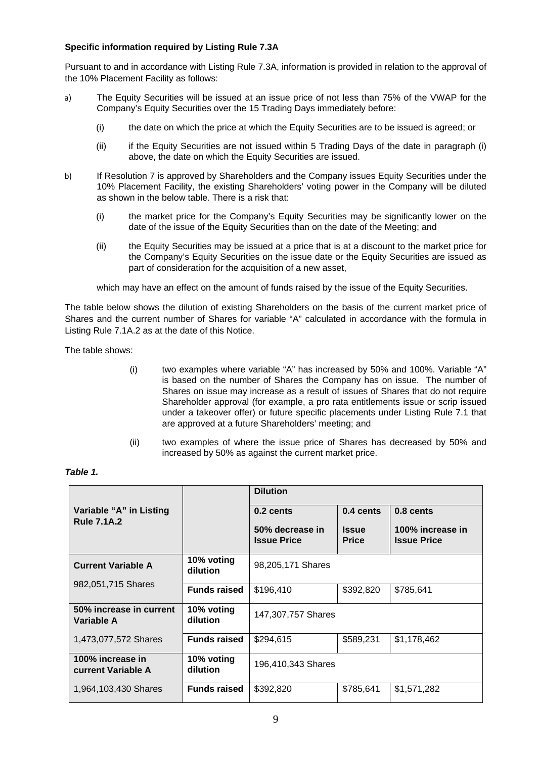**Specific information required by Listing Rule 7.3A**

Pursuant to and in accordance with Listing Rule 7.3A, information is provided in relation to the approval of the 10% Placement Facility as follows:

a) The Equity Securities will be issued at an issue price of not less than 75% of the VWAP for the Company's Equity Securities over the 15 Trading Days immediately before:

   (i) the date on which the price at which the Equity Securities are to be issued is agreed; or

   (ii) if the Equity Securities are not issued within 5 Trading Days of the date in paragraph (i) above, the date on which the Equity Securities are issued.

b) If Resolution 7 is approved by Shareholders and the Company issues Equity Securities under the 10% Placement Facility, the existing Shareholders' voting power in the Company will be diluted as shown in the below table. There is a risk that:

   (i) the market price for the Company's Equity Securities may be significantly lower on the date of the issue of the Equity Securities than on the date of the Meeting; and

   (ii) the Equity Securities may be issued at a price that is at a discount to the market price for the Company's Equity Securities on the issue date or the Equity Securities are issued as part of consideration for the acquisition of a new asset,

   which may have an effect on the amount of funds raised by the issue of the Equity Securities.

The table below shows the dilution of existing Shareholders on the basis of the current market price of Shares and the current number of Shares for variable "A" calculated in accordance with the formula in Listing Rule 7.1A.2 as at the date of this Notice.

The table shows:

(i) two examples where variable "A" has increased by 50% and 100%. Variable "A" is based on the number of Shares the Company has on issue. The number of Shares on issue may increase as a result of issues of Shares that do not require Shareholder approval (for example, a pro rata entitlements issue or scrip issued under a takeover offer) or future specific placements under Listing Rule 7.1 that are approved at a future Shareholders' meeting; and

(ii) two examples of where the issue price of Shares has decreased by 50% and increased by 50% as against the current market price.

***Table 1.***

| Variable "A" in Listing Rule 7.1A.2 | | **Dilution** | | |
|---|---|---|---|---|
| | | **0.2 cents** **50% decrease in Issue Price** | **0.4 cents** **Issue Price** | **0.8 cents** **100% increase in Issue Price** |
| **Current Variable A** 982,051,715 Shares | **10% voting dilution** | 98,205,171 Shares | | |
| | **Funds raised** | $196,410 | $392,820 | $785,641 |
| **50% increase in current Variable A** 1,473,077,572 Shares | **10% voting dilution** | 147,307,757 Shares | | |
| | **Funds raised** | $294,615 | $589,231 | $1,178,462 |
| **100% increase in current Variable A** 1,964,103,430 Shares | **10% voting dilution** | 196,410,343 Shares | | |
| | **Funds raised** | $392,820 | $785,641 | $1,571,282 |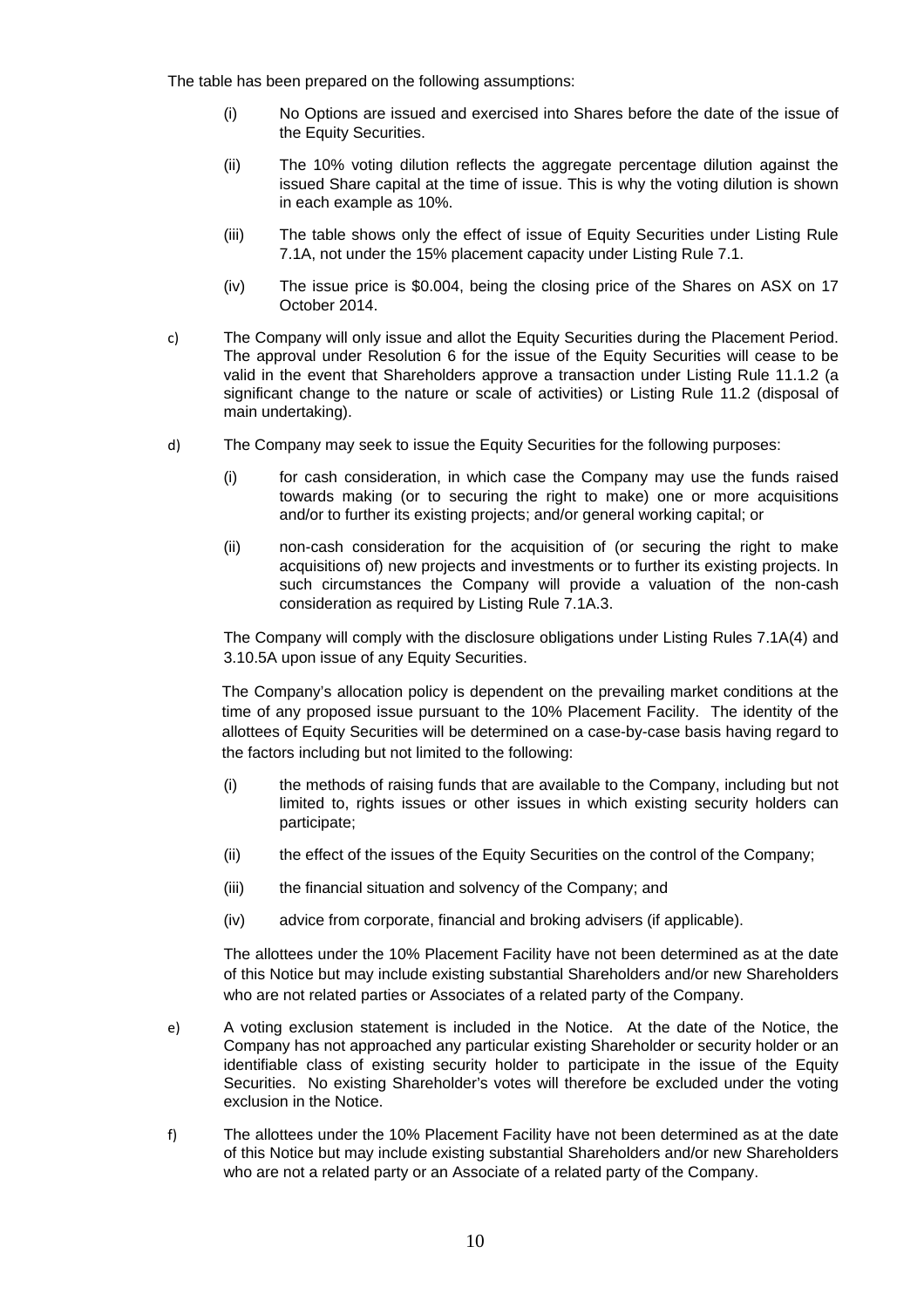The table has been prepared on the following assumptions:

(i) No Options are issued and exercised into Shares before the date of the issue of the Equity Securities.

(ii) The 10% voting dilution reflects the aggregate percentage dilution against the issued Share capital at the time of issue. This is why the voting dilution is shown in each example as 10%.

(iii) The table shows only the effect of issue of Equity Securities under Listing Rule 7.1A, not under the 15% placement capacity under Listing Rule 7.1.

(iv) The issue price is $0.004, being the closing price of the Shares on ASX on 17 October 2014.

c) The Company will only issue and allot the Equity Securities during the Placement Period. The approval under Resolution 6 for the issue of the Equity Securities will cease to be valid in the event that Shareholders approve a transaction under Listing Rule 11.1.2 (a significant change to the nature or scale of activities) or Listing Rule 11.2 (disposal of main undertaking).

d) The Company may seek to issue the Equity Securities for the following purposes:

(i) for cash consideration, in which case the Company may use the funds raised towards making (or to securing the right to make) one or more acquisitions and/or to further its existing projects; and/or general working capital; or

(ii) non-cash consideration for the acquisition of (or securing the right to make acquisitions of) new projects and investments or to further its existing projects. In such circumstances the Company will provide a valuation of the non-cash consideration as required by Listing Rule 7.1A.3.

The Company will comply with the disclosure obligations under Listing Rules 7.1A(4) and 3.10.5A upon issue of any Equity Securities.

The Company's allocation policy is dependent on the prevailing market conditions at the time of any proposed issue pursuant to the 10% Placement Facility. The identity of the allottees of Equity Securities will be determined on a case-by-case basis having regard to the factors including but not limited to the following:

(i) the methods of raising funds that are available to the Company, including but not limited to, rights issues or other issues in which existing security holders can participate;

(ii) the effect of the issues of the Equity Securities on the control of the Company;

(iii) the financial situation and solvency of the Company; and

(iv) advice from corporate, financial and broking advisers (if applicable).

The allottees under the 10% Placement Facility have not been determined as at the date of this Notice but may include existing substantial Shareholders and/or new Shareholders who are not related parties or Associates of a related party of the Company.

e) A voting exclusion statement is included in the Notice. At the date of the Notice, the Company has not approached any particular existing Shareholder or security holder or an identifiable class of existing security holder to participate in the issue of the Equity Securities. No existing Shareholder's votes will therefore be excluded under the voting exclusion in the Notice.

f) The allottees under the 10% Placement Facility have not been determined as at the date of this Notice but may include existing substantial Shareholders and/or new Shareholders who are not a related party or an Associate of a related party of the Company.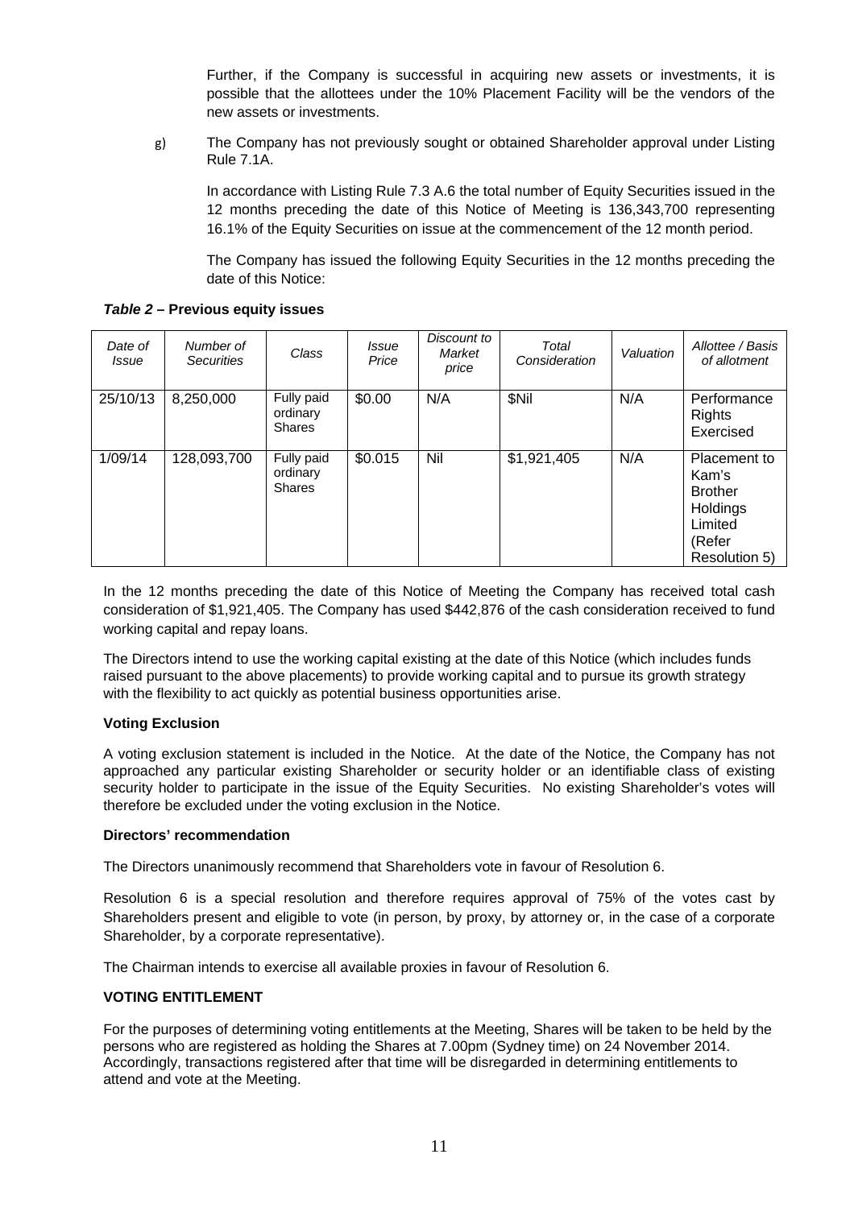Further, if the Company is successful in acquiring new assets or investments, it is possible that the allottees under the 10% Placement Facility will be the vendors of the new assets or investments.

g) The Company has not previously sought or obtained Shareholder approval under Listing Rule 7.1A.

In accordance with Listing Rule 7.3 A.6 the total number of Equity Securities issued in the 12 months preceding the date of this Notice of Meeting is 136,343,700 representing 16.1% of the Equity Securities on issue at the commencement of the 12 month period.

The Company has issued the following Equity Securities in the 12 months preceding the date of this Notice:

***Table 2* – Previous equity issues**

| *Date of Issue* | *Number of Securities* | *Class* | *Issue Price* | *Discount to Market price* | *Total Consideration* | *Valuation* | *Allottee / Basis of allotment* |
|---|---|---|---|---|---|---|---|
| 25/10/13 | 8,250,000 | Fully paid ordinary Shares | $0.00 | N/A | $Nil | N/A | Performance Rights Exercised |
| 1/09/14 | 128,093,700 | Fully paid ordinary Shares | $0.015 | Nil | $1,921,405 | N/A | Placement to Kam's Brother Holdings Limited (Refer Resolution 5) |

In the 12 months preceding the date of this Notice of Meeting the Company has received total cash consideration of $1,921,405. The Company has used $442,876 of the cash consideration received to fund working capital and repay loans.

The Directors intend to use the working capital existing at the date of this Notice (which includes funds raised pursuant to the above placements) to provide working capital and to pursue its growth strategy with the flexibility to act quickly as potential business opportunities arise.

**Voting Exclusion**

A voting exclusion statement is included in the Notice. At the date of the Notice, the Company has not approached any particular existing Shareholder or security holder or an identifiable class of existing security holder to participate in the issue of the Equity Securities. No existing Shareholder's votes will therefore be excluded under the voting exclusion in the Notice.

**Directors' recommendation**

The Directors unanimously recommend that Shareholders vote in favour of Resolution 6.

Resolution 6 is a special resolution and therefore requires approval of 75% of the votes cast by Shareholders present and eligible to vote (in person, by proxy, by attorney or, in the case of a corporate Shareholder, by a corporate representative).

The Chairman intends to exercise all available proxies in favour of Resolution 6.

**VOTING ENTITLEMENT**

For the purposes of determining voting entitlements at the Meeting, Shares will be taken to be held by the persons who are registered as holding the Shares at 7.00pm (Sydney time) on 24 November 2014. Accordingly, transactions registered after that time will be disregarded in determining entitlements to attend and vote at the Meeting.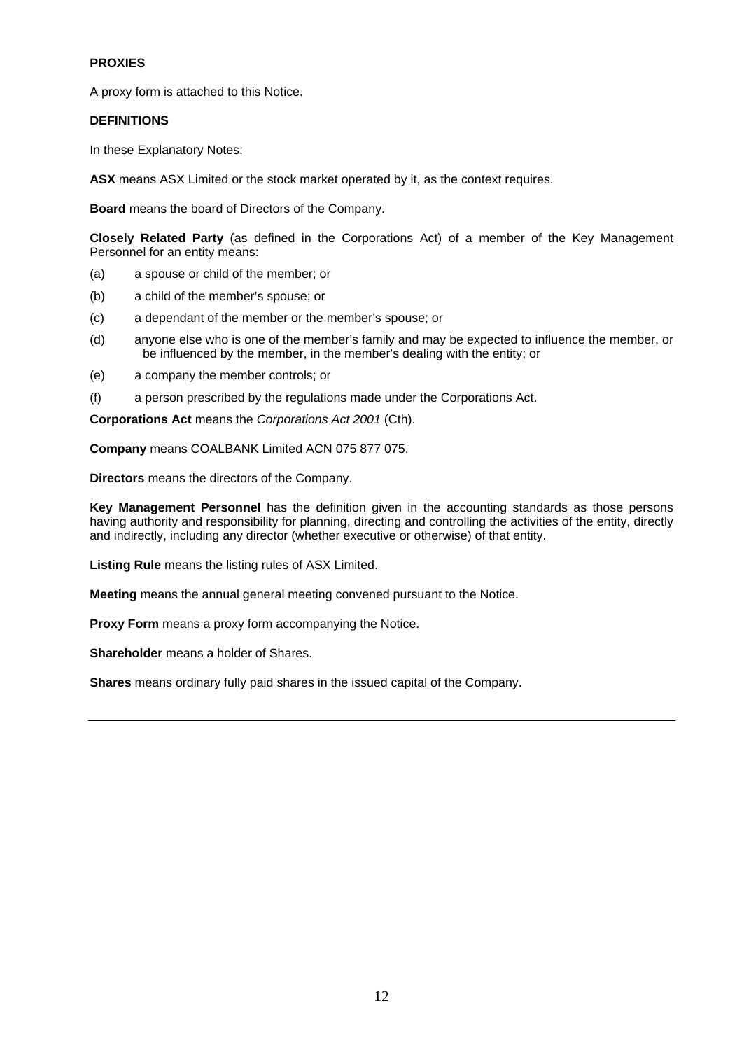**PROXIES**

A proxy form is attached to this Notice.

**DEFINITIONS**

In these Explanatory Notes:

**ASX** means ASX Limited or the stock market operated by it, as the context requires.

**Board** means the board of Directors of the Company.

**Closely Related Party** (as defined in the Corporations Act) of a member of the Key Management Personnel for an entity means:

(a) a spouse or child of the member; or

(b) a child of the member's spouse; or

(c) a dependant of the member or the member's spouse; or

(d) anyone else who is one of the member's family and may be expected to influence the member, or be influenced by the member, in the member's dealing with the entity; or

(e) a company the member controls; or

(f) a person prescribed by the regulations made under the Corporations Act.

**Corporations Act** means the *Corporations Act 2001* (Cth).

**Company** means COALBANK Limited ACN 075 877 075.

**Directors** means the directors of the Company.

**Key Management Personnel** has the definition given in the accounting standards as those persons having authority and responsibility for planning, directing and controlling the activities of the entity, directly and indirectly, including any director (whether executive or otherwise) of that entity.

**Listing Rule** means the listing rules of ASX Limited.

**Meeting** means the annual general meeting convened pursuant to the Notice.

**Proxy Form** means a proxy form accompanying the Notice.

**Shareholder** means a holder of Shares.

**Shares** means ordinary fully paid shares in the issued capital of the Company.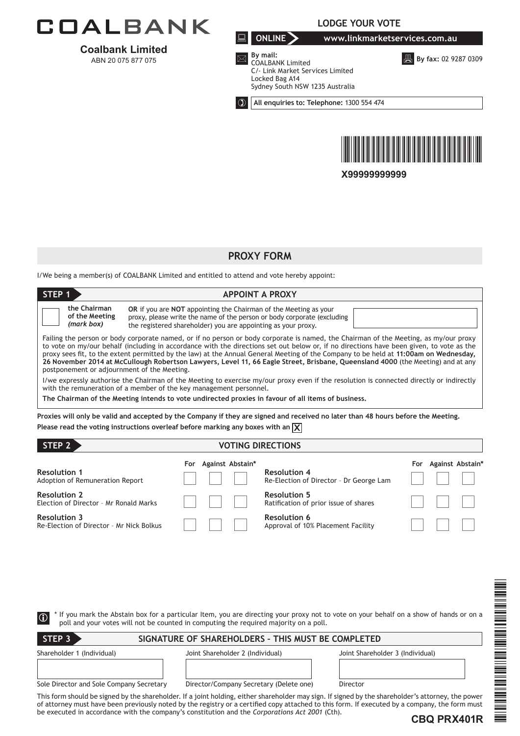# COALBANK

**Coalbank Limited**
ABN 20 075 877 075

## LODGE YOUR VOTE

**ONLINE** www.linkmarketservices.com.au

**By mail:**
COALBANK Limited
C/- Link Market Services Limited
Locked Bag A14
Sydney South NSW 1235 Australia

**By fax:** 02 9287 0309

**All enquiries to: Telephone:** 1300 554 474

X99999999999

## PROXY FORM

I/We being a member(s) of COALBANK Limited and entitled to attend and vote hereby appoint:

### STEP 1 — APPOINT A PROXY

☐ **the Chairman of the Meeting** *(mark box)*

**OR** if you are **NOT** appointing the Chairman of the Meeting as your proxy, please write the name of the person or body corporate (excluding the registered shareholder) you are appointing as your proxy.

Failing the person or body corporate named, or if no person or body corporate is named, the Chairman of the Meeting, as my/our proxy to vote on my/our behalf (including in accordance with the directions set out below or, if no directions have been given, to vote as the proxy sees fit, to the extent permitted by the law) at the Annual General Meeting of the Company to be held at **11:00am on Wednesday, 26 November 2014 at McCullough Robertson Lawyers, Level 11, 66 Eagle Street, Brisbane, Queensland 4000** (the Meeting) and at any postponement or adjournment of the Meeting.

I/we expressly authorise the Chairman of the Meeting to exercise my/our proxy even if the resolution is connected directly or indirectly with the remuneration of a member of the key management personnel.

**The Chairman of the Meeting intends to vote undirected proxies in favour of all items of business.**

**Proxies will only be valid and accepted by the Company if they are signed and received no later than 48 hours before the Meeting.**

**Please read the voting instructions overleaf before marking any boxes with an** ☒

### STEP 2 — VOTING DIRECTIONS

| Resolution | For | Against | Abstain* |
|---|---|---|---|
| **Resolution 1** Adoption of Remuneration Report | ☐ | ☐ | ☐ |
| **Resolution 2** Election of Director – Mr Ronald Marks | ☐ | ☐ | ☐ |
| **Resolution 3** Re-Election of Director – Mr Nick Bolkus | ☐ | ☐ | ☐ |
| **Resolution 4** Re-Election of Director – Dr George Lam | ☐ | ☐ | ☐ |
| **Resolution 5** Ratification of prior issue of shares | ☐ | ☐ | ☐ |
| **Resolution 6** Approval of 10% Placement Facility | ☐ | ☐ | ☐ |

* If you mark the Abstain box for a particular Item, you are directing your proxy not to vote on your behalf on a show of hands or on a poll and your votes will not be counted in computing the required majority on a poll.

### STEP 3 — SIGNATURE OF SHAREHOLDERS – THIS MUST BE COMPLETED

| Shareholder 1 (Individual) | Joint Shareholder 2 (Individual) | Joint Shareholder 3 (Individual) |
|---|---|---|
| | | |
| Sole Director and Sole Company Secretary | Director/Company Secretary (Delete one) | Director |

This form should be signed by the shareholder. If a joint holding, either shareholder may sign. If signed by the shareholder's attorney, the power of attorney must have been previously noted by the registry or a certified copy attached to this form. If executed by a company, the form must be executed in accordance with the company's constitution and the *Corporations Act 2001* (Cth).

**CBQ PRX401R**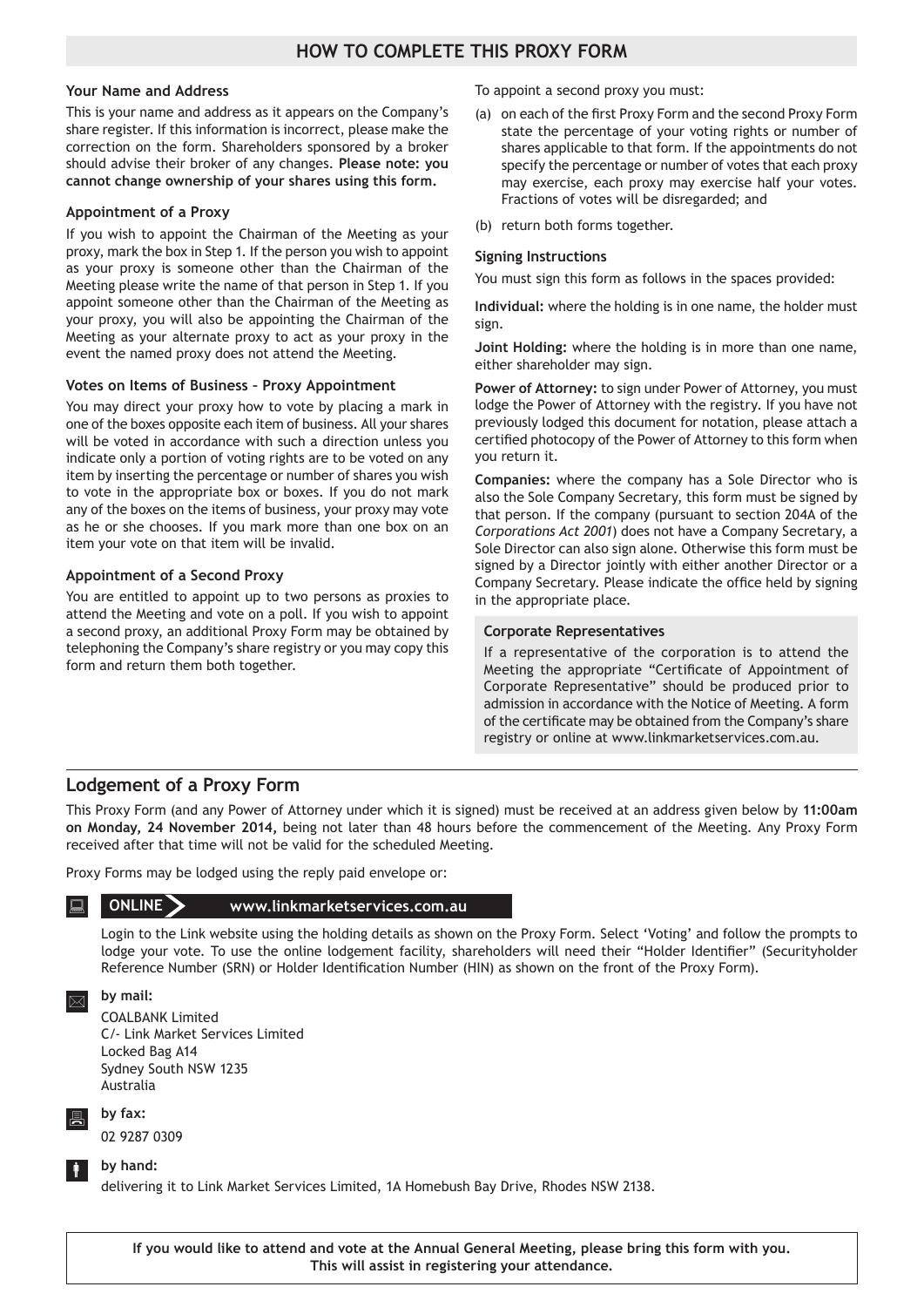# HOW TO COMPLETE THIS PROXY FORM

### Your Name and Address

This is your name and address as it appears on the Company's share register. If this information is incorrect, please make the correction on the form. Shareholders sponsored by a broker should advise their broker of any changes. **Please note: you cannot change ownership of your shares using this form.**

### Appointment of a Proxy

If you wish to appoint the Chairman of the Meeting as your proxy, mark the box in Step 1. If the person you wish to appoint as your proxy is someone other than the Chairman of the Meeting please write the name of that person in Step 1. If you appoint someone other than the Chairman of the Meeting as your proxy, you will also be appointing the Chairman of the Meeting as your alternate proxy to act as your proxy in the event the named proxy does not attend the Meeting.

### Votes on Items of Business – Proxy Appointment

You may direct your proxy how to vote by placing a mark in one of the boxes opposite each item of business. All your shares will be voted in accordance with such a direction unless you indicate only a portion of voting rights are to be voted on any item by inserting the percentage or number of shares you wish to vote in the appropriate box or boxes. If you do not mark any of the boxes on the items of business, your proxy may vote as he or she chooses. If you mark more than one box on an item your vote on that item will be invalid.

### Appointment of a Second Proxy

You are entitled to appoint up to two persons as proxies to attend the Meeting and vote on a poll. If you wish to appoint a second proxy, an additional Proxy Form may be obtained by telephoning the Company's share registry or you may copy this form and return them both together.

To appoint a second proxy you must:

(a) on each of the first Proxy Form and the second Proxy Form state the percentage of your voting rights or number of shares applicable to that form. If the appointments do not specify the percentage or number of votes that each proxy may exercise, each proxy may exercise half your votes. Fractions of votes will be disregarded; and

(b) return both forms together.

### Signing Instructions

You must sign this form as follows in the spaces provided:

**Individual:** where the holding is in one name, the holder must sign.

**Joint Holding:** where the holding is in more than one name, either shareholder may sign.

**Power of Attorney:** to sign under Power of Attorney, you must lodge the Power of Attorney with the registry. If you have not previously lodged this document for notation, please attach a certified photocopy of the Power of Attorney to this form when you return it.

**Companies:** where the company has a Sole Director who is also the Sole Company Secretary, this form must be signed by that person. If the company (pursuant to section 204A of the *Corporations Act 2001*) does not have a Company Secretary, a Sole Director can also sign alone. Otherwise this form must be signed by a Director jointly with either another Director or a Company Secretary. Please indicate the office held by signing in the appropriate place.

### Corporate Representatives

If a representative of the corporation is to attend the Meeting the appropriate "Certificate of Appointment of Corporate Representative" should be produced prior to admission in accordance with the Notice of Meeting. A form of the certificate may be obtained from the Company's share registry or online at www.linkmarketservices.com.au.

## Lodgement of a Proxy Form

This Proxy Form (and any Power of Attorney under which it is signed) must be received at an address given below by **11:00am on Monday, 24 November 2014,** being not later than 48 hours before the commencement of the Meeting. Any Proxy Form received after that time will not be valid for the scheduled Meeting.

Proxy Forms may be lodged using the reply paid envelope or:

**ONLINE** **www.linkmarketservices.com.au**

Login to the Link website using the holding details as shown on the Proxy Form. Select 'Voting' and follow the prompts to lodge your vote. To use the online lodgement facility, shareholders will need their "Holder Identifier" (Securityholder Reference Number (SRN) or Holder Identification Number (HIN) as shown on the front of the Proxy Form).

**by mail:**

COALBANK Limited
C/- Link Market Services Limited
Locked Bag A14
Sydney South NSW 1235
Australia

**by fax:**

02 9287 0309

**by hand:**

delivering it to Link Market Services Limited, 1A Homebush Bay Drive, Rhodes NSW 2138.

**If you would like to attend and vote at the Annual General Meeting, please bring this form with you. This will assist in registering your attendance.**